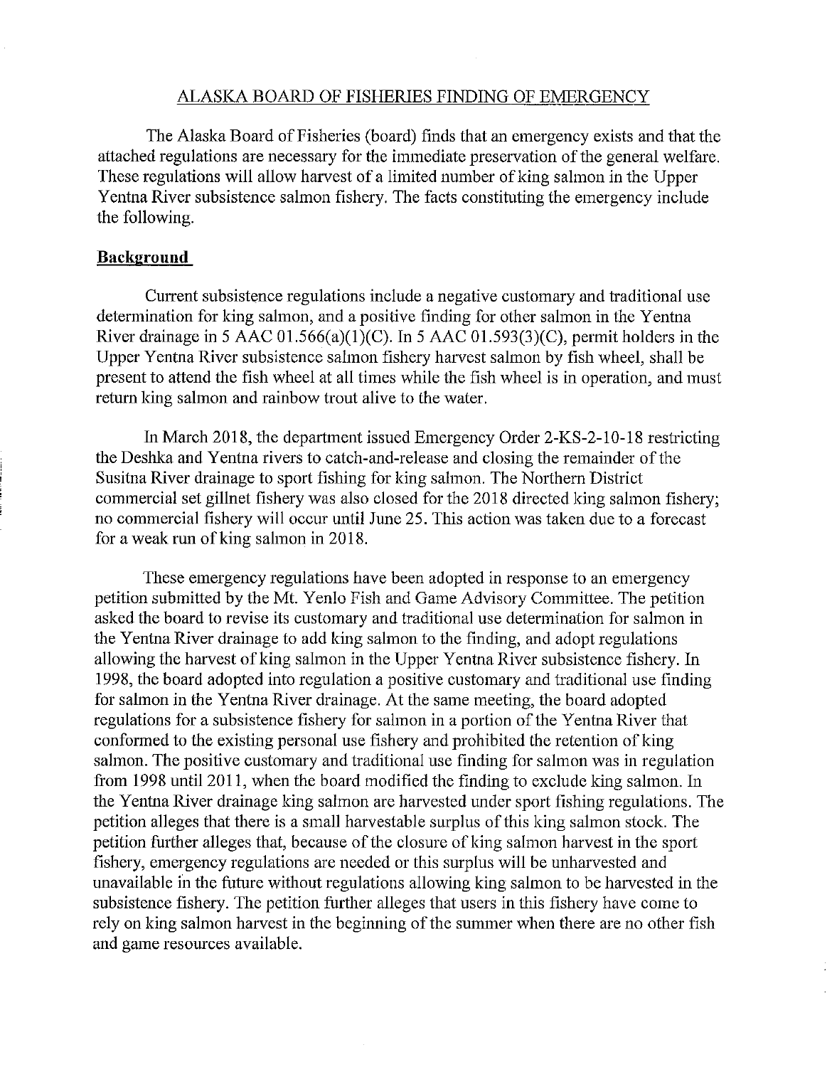## ALASKA BOARD OF FISHERIES FINDING OF EMERGENCY

The Alaska Board of Fisheries (board) finds that an emergency exists and that the attached regulations are necessary for the immediate preservation of the general welfare. These regulations will allow harvest of a limited number of king salmon in the Upper Yentna River subsistence salmon fishery. The facts constituting the emergency include the following.

### Background

Current subsistence regulations include a negative customary and traditional use determination for king salmon, and a positive finding for other salmon in the Yentna River drainage in 5 AAC 01.566(a)(1)(C). In 5 AAC 01.593(3)(C), permit holders in the Upper Yentna River subsistence salmon fishery harvest salmon by fish wheel, shall be present to attend the fish wheel at all times while the fish wheel is in operation, and must return king salmon and rainbow trout alive to the water.

In March 2018, the department issued Emergency Order 2-KS-2-10-18 restricting the Deshka and Yentna rivers to catch-and-release and closing the remainder of the Susitna River drainage to sport fishing for king salmon. The Northern District commercial set gillnet fishery was also closed for the 2018 directed king salmon fishery; no commercial fishery will occur until June 25. This action was taken due to a forecast for a weak run of king salmon in 2018.

These emergency regulations have been adopted in response to an emergency petition submitted by the Mt. Yenlo Fish and Game Advisory Committee. The petition asked the board to revise its customary and traditional use determination for salmon in the Yentna River drainage to add king salmon to the finding, and adopt regulations allowing the harvest of king salmon in the Upper Yentna River subsistence fishery. In 1998, the board adopted into regulation a positive customary and traditional use finding for salmon in the Yentna River drainage. At the same meeting, the board adopted regulations for a subsistence fishery for salmon in a portion of the Yentna River that conformed to the existing personal use fishery and prohibited the retention of king salmon. The positive customary and traditional use finding for salmon was in regulation from 1998 until 2011, when the board modified the finding to exclude king salmon. In the Yentna River drainage king salmon are harvested under sport fishing regulations. The petition alleges that there is a small harvestable surplus of this king salmon stock. The petition further alleges that, because of the closure of king salmon harvest in the sport fishery, emergency regulations are needed or this surplus will be unharvested and unavailable in the future without regulations allowing king salmon to be harvested in the subsistence fishery. The petition further alleges that users in this fishery have come to rely on king salmon harvest in the beginning of the summer when there are no other fish and game resources available.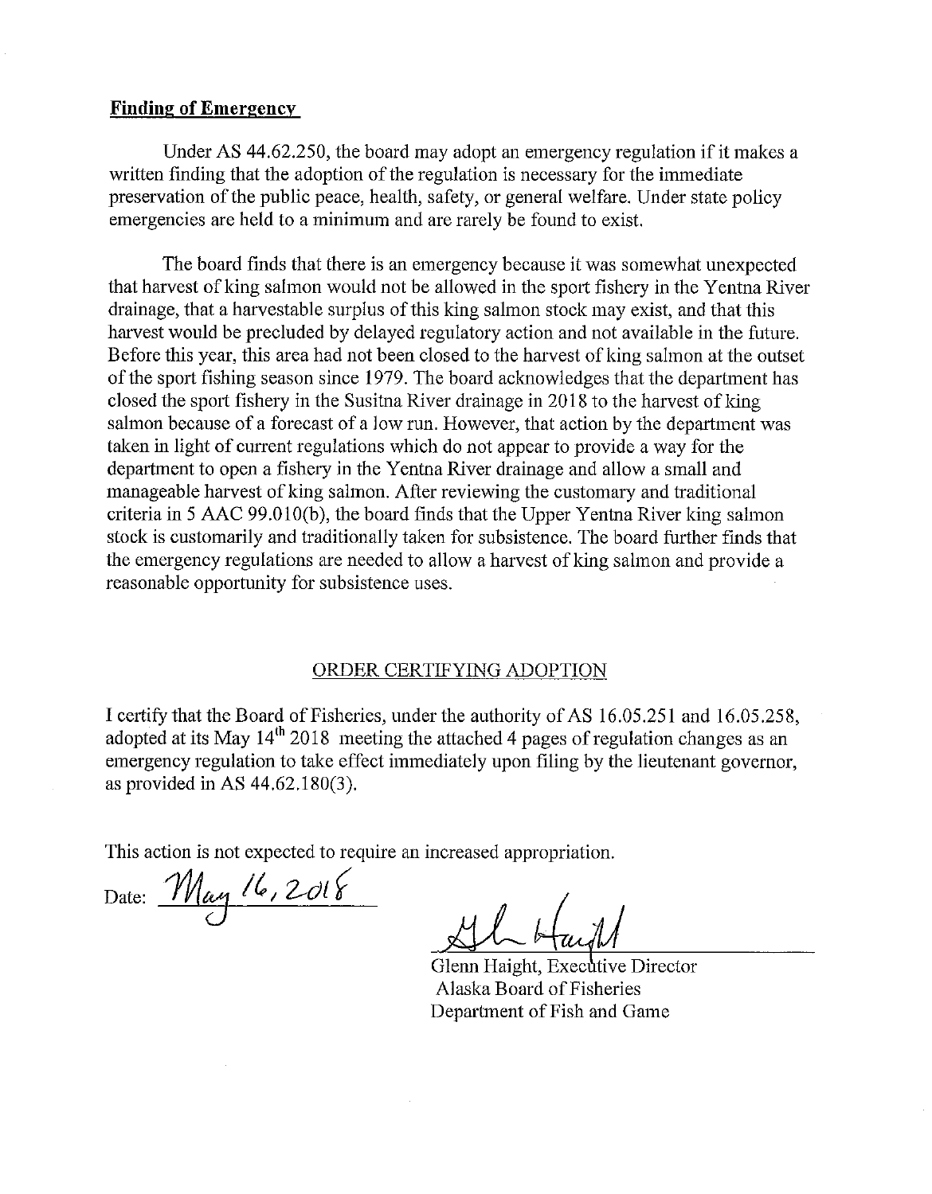**Finding of Emergency**

Under AS 44.62.250, the board may adopt an emergency regulation if it makes a written finding that the adoption of the regulation is necessary for the immediate preservation of the public peace, health, safety, or general welfare. Under state policy emergencies are held to a minimum and are rarely be found to exist.

The board finds that there is an emergency because it was somewhat unexpected that harvest of king salmon would not be allowed in the sport fishery in the Yentna River drainage, that a harvestable surplus of this king salmon stock may exist, and that this harvest would be precluded by delayed regulatory action and not available in the future. Before this year, this area had not been closed to the harvest of king salmon at the outset of the sport fishing season since 1979. The board acknowledges that the department has closed the sport fishery in the Susitna River drainage in 2018 to the harvest of king salmon because of a forecast of a low run. However, that action by the department was taken in light of current regulations which do not appear to provide a way for the department to open a fishery in the Yentna River drainage and allow a small and manageable harvest of king salmon. After reviewing the customary and traditional criteria in 5 AAC 99.010(b), the board finds that the Upper Yentna River king salmon stock is customarily and traditionally taken for subsistence. The board further finds that the emergency regulations are needed to allow a harvest of king salmon and provide a reasonable opportunity for subsistence uses.

ORDER CERTIFYING ADOPTION

I certify that the Board of Fisheries, under the authority of AS 16.05.251 and 16.05.258, adopted at its May 14th 2018 meeting the attached 4 pages of regulation changes as an emergency regulation to take effect immediately upon filing by the lieutenant governor, as provided in AS 44.62.180(3).

This action is not expected to require an increased appropriation.

Date: May 16, 2018

Glenn Haight, Executive Director
Alaska Board of Fisheries
Department of Fish and Game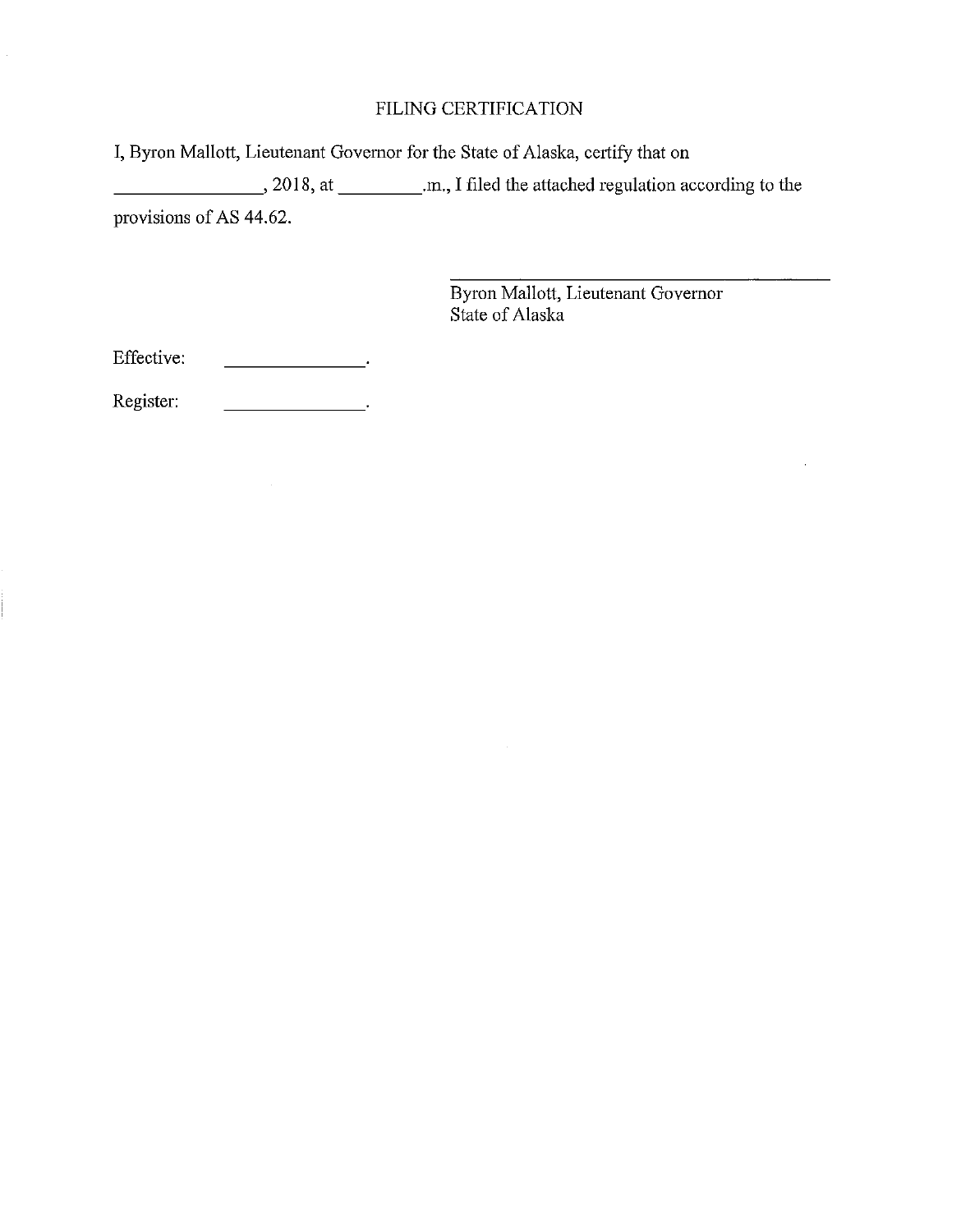# FILING CERTIFICATION

I, Byron Mallott, Lieutenant Governor for the State of Alaska, certify that on _______________, 2018, at _________.m., I filed the attached regulation according to the provisions of AS 44.62.

_______________________________________
Byron Mallott, Lieutenant Governor
State of Alaska

Effective: _______________.

Register: _______________.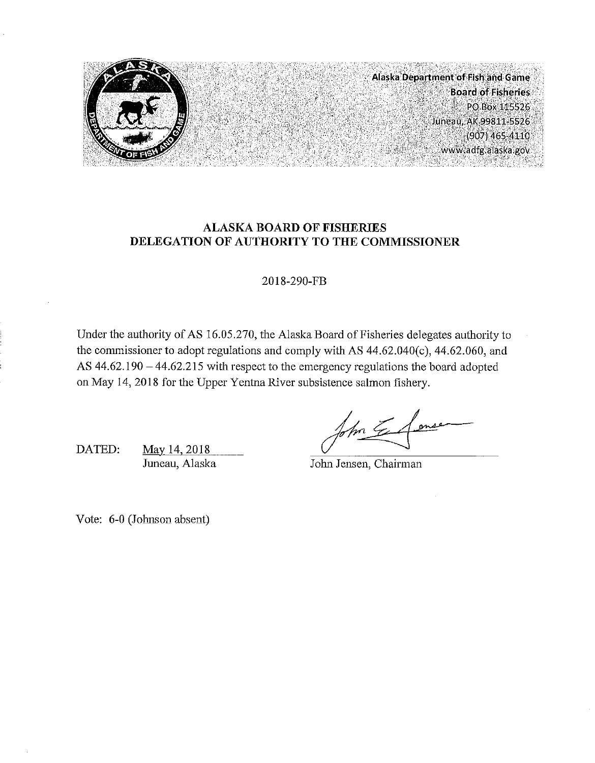Alaska Department of Fish and Game
Board of Fisheries
PO Box 115526
Juneau, AK 99811-5526
(907) 465-4110
www.adfg.alaska.gov

**ALASKA BOARD OF FISHERIES**
**DELEGATION OF AUTHORITY TO THE COMMISSIONER**

2018-290-FB

Under the authority of AS 16.05.270, the Alaska Board of Fisheries delegates authority to the commissioner to adopt regulations and comply with AS 44.62.040(c), 44.62.060, and AS 44.62.190 – 44.62.215 with respect to the emergency regulations the board adopted on May 14, 2018 for the Upper Yentna River subsistence salmon fishery.

DATED: May 14, 2018
Juneau, Alaska

John Jensen, Chairman

Vote: 6-0 (Johnson absent)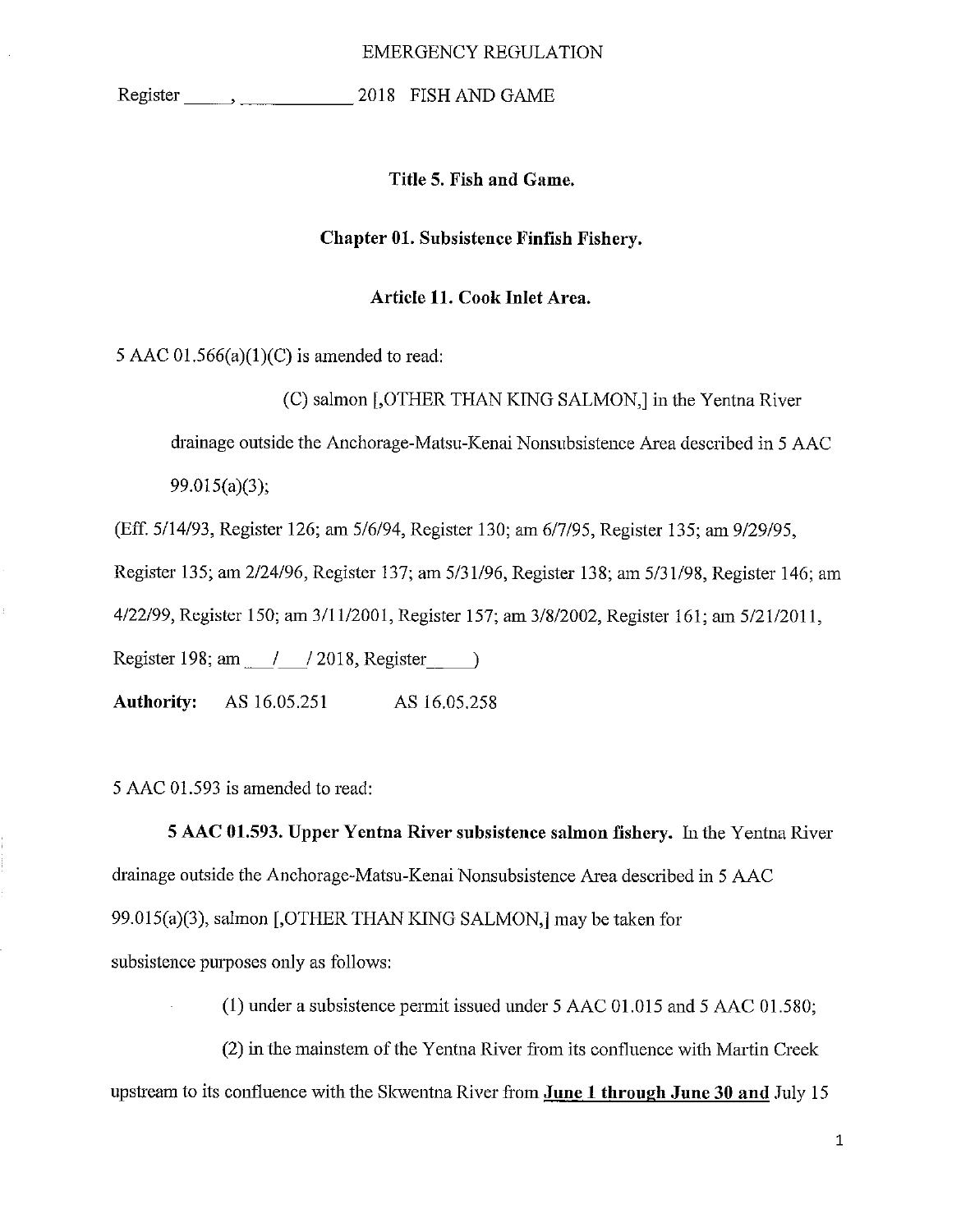EMERGENCY REGULATION

Register _____, ___________ 2018 FISH AND GAME

**Title 5. Fish and Game.**

**Chapter 01. Subsistence Finfish Fishery.**

**Article 11. Cook Inlet Area.**

5 AAC 01.566(a)(1)(C) is amended to read:

(C) salmon [,OTHER THAN KING SALMON,] in the Yentna River drainage outside the Anchorage-Matsu-Kenai Nonsubsistence Area described in 5 AAC 99.015(a)(3);

(Eff. 5/14/93, Register 126; am 5/6/94, Register 130; am 6/7/95, Register 135; am 9/29/95, Register 135; am 2/24/96, Register 137; am 5/31/96, Register 138; am 5/31/98, Register 146; am 4/22/99, Register 150; am 3/11/2001, Register 157; am 3/8/2002, Register 161; am 5/21/2011, Register 198; am ___/___/2018, Register_____)

**Authority:** AS 16.05.251 AS 16.05.258

5 AAC 01.593 is amended to read:

**5 AAC 01.593. Upper Yentna River subsistence salmon fishery.** In the Yentna River drainage outside the Anchorage-Matsu-Kenai Nonsubsistence Area described in 5 AAC 99.015(a)(3), salmon [,OTHER THAN KING SALMON,] may be taken for subsistence purposes only as follows:

(1) under a subsistence permit issued under 5 AAC 01.015 and 5 AAC 01.580;

(2) in the mainstem of the Yentna River from its confluence with Martin Creek upstream to its confluence with the Skwentna River from **June 1 through June 30 and** July 15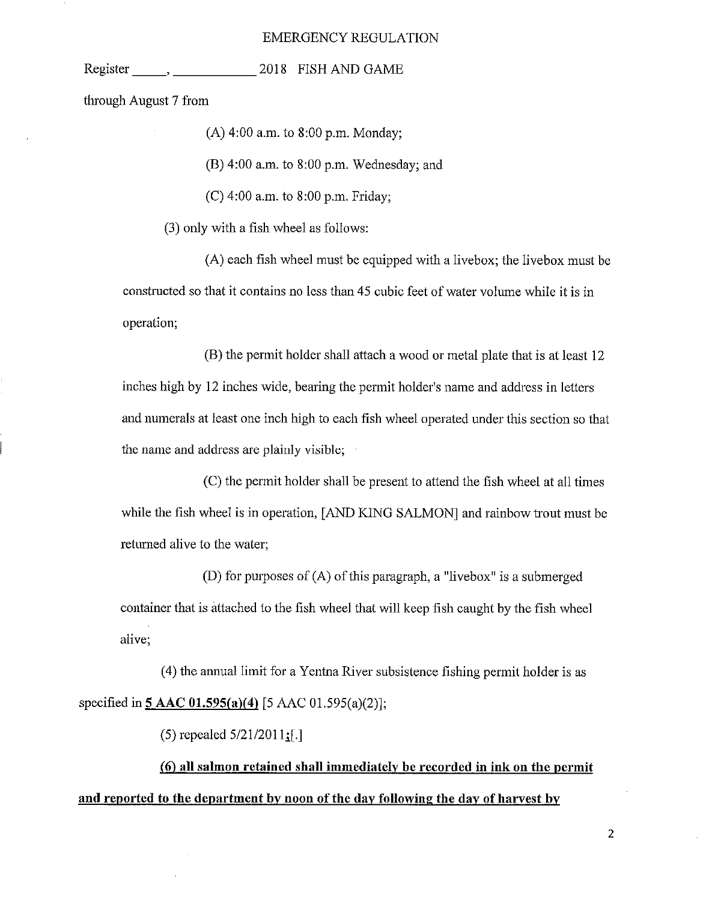through August 7 from

(A) 4:00 a.m. to 8:00 p.m. Monday;

(B) 4:00 a.m. to 8:00 p.m. Wednesday; and

(C) 4:00 a.m. to 8:00 p.m. Friday;

(3) only with a fish wheel as follows:

(A) each fish wheel must be equipped with a livebox; the livebox must be constructed so that it contains no less than 45 cubic feet of water volume while it is in operation;

(B) the permit holder shall attach a wood or metal plate that is at least 12 inches high by 12 inches wide, bearing the permit holder's name and address in letters and numerals at least one inch high to each fish wheel operated under this section so that the name and address are plainly visible;

(C) the permit holder shall be present to attend the fish wheel at all times while the fish wheel is in operation, [AND KING SALMON] and rainbow trout must be returned alive to the water;

(D) for purposes of (A) of this paragraph, a "livebox" is a submerged container that is attached to the fish wheel that will keep fish caught by the fish wheel alive;

(4) the annual limit for a Yentna River subsistence fishing permit holder is as specified in **<u>5 AAC 01.595(a)(4)</u>** [5 AAC 01.595(a)(2)];

(5) repealed 5/21/2011**<u>;</u>**[.]

**<u>(6) all salmon retained shall immediately be recorded in ink on the permit and reported to the department by noon of the day following the day of harvest by</u>**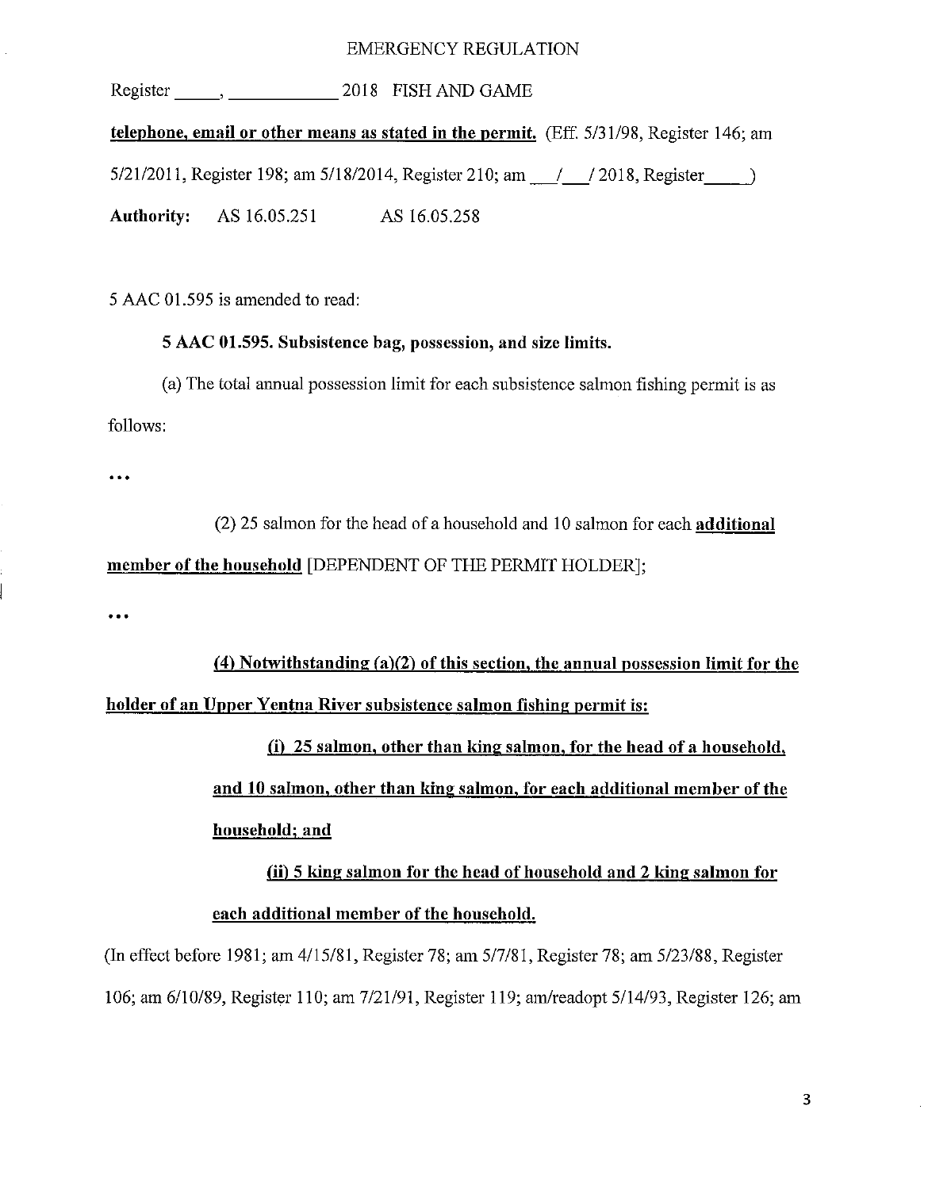EMERGENCY REGULATION

Register _____, ___________ 2018 FISH AND GAME

**telephone, email or other means as stated in the permit.** (Eff. 5/31/98, Register 146; am 5/21/2011, Register 198; am 5/18/2014, Register 210; am ___/___/ 2018, Register____)

**Authority:** AS 16.05.251 AS 16.05.258

5 AAC 01.595 is amended to read:

**5 AAC 01.595. Subsistence bag, possession, and size limits.**

(a) The total annual possession limit for each subsistence salmon fishing permit is as follows:

. . .

(2) 25 salmon for the head of a household and 10 salmon for each **additional member of the household** [DEPENDENT OF THE PERMIT HOLDER];

. . .

**(4) Notwithstanding (a)(2) of this section, the annual possession limit for the holder of an Upper Yentna River subsistence salmon fishing permit is:**

**(i) 25 salmon, other than king salmon, for the head of a household, and 10 salmon, other than king salmon, for each additional member of the household; and**

**(ii) 5 king salmon for the head of household and 2 king salmon for each additional member of the household.**

(In effect before 1981; am 4/15/81, Register 78; am 5/7/81, Register 78; am 5/23/88, Register 106; am 6/10/89, Register 110; am 7/21/91, Register 119; am/readopt 5/14/93, Register 126; am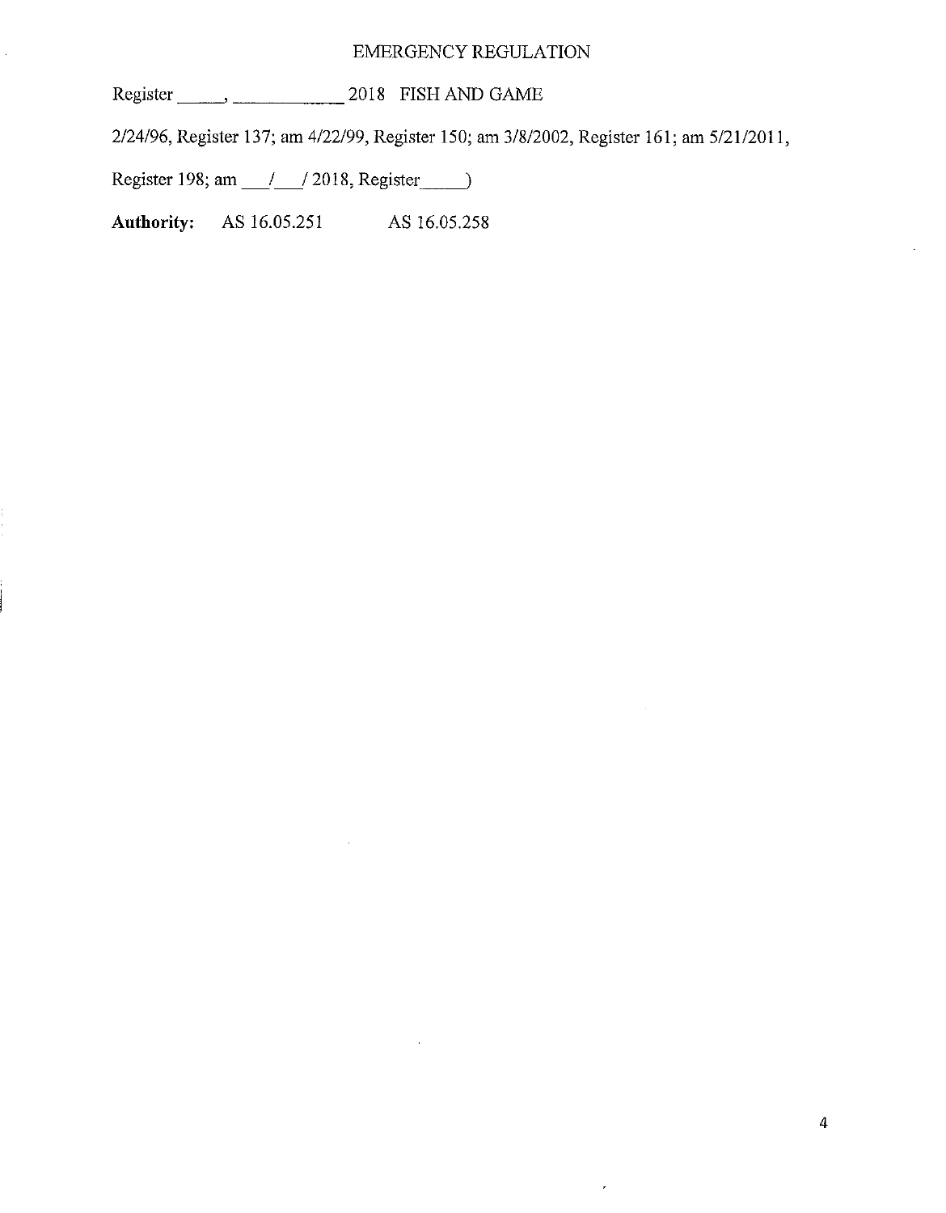2/24/96, Register 137; am 4/22/99, Register 150; am 3/8/2002, Register 161; am 5/21/2011, Register 198; am ___/___/ 2018, Register_____)

**Authority:** AS 16.05.251 AS 16.05.258